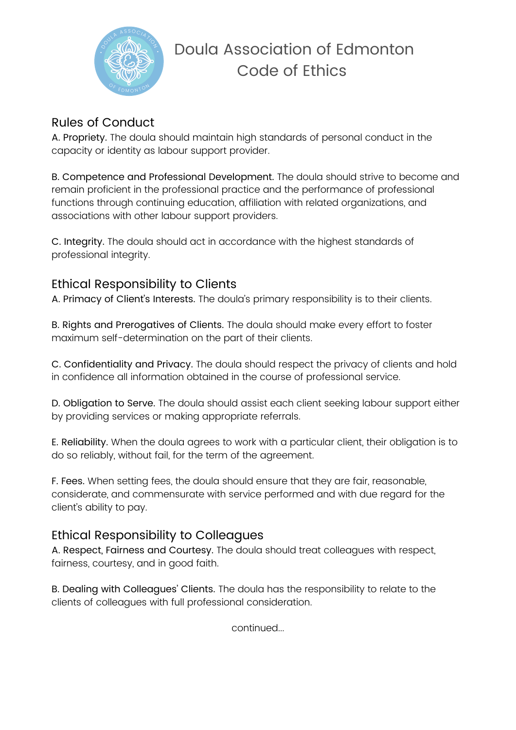# Doula Association of Edmonton Code of Ethics

## Rules of Conduct

A. Propriety. The doula should maintain high standards of personal conduct in the capacity or identity as labour support provider.

B. Competence and Professional Development. The doula should strive to become and remain proficient in the professional practice and the performance of professional functions through continuing education, affiliation with related organizations, and associations with other labour support providers.

C. Integrity. The doula should act in accordance with the highest standards of professional integrity.

## Ethical Responsibility to Clients

A. Primacy of Client's Interests. The doula's primary responsibility is to their clients.

B. Rights and Prerogatives of Clients. The doula should make every effort to foster maximum self-determination on the part of their clients.

C. Confidentiality and Privacy. The doula should respect the privacy of clients and hold in confidence all information obtained in the course of professional service.

D. Obligation to Serve. The doula should assist each client seeking labour support either by providing services or making appropriate referrals.

E. Reliability. When the doula agrees to work with a particular client, their obligation is to do so reliably, without fail, for the term of the agreement.

F. Fees. When setting fees, the doula should ensure that they are fair, reasonable, considerate, and commensurate with service performed and with due regard for the client's ability to pay.

## Ethical Responsibility to Colleagues

A. Respect, Fairness and Courtesy. The doula should treat colleagues with respect, fairness, courtesy, and in good faith.

B. Dealing with Colleagues' Clients. The doula has the responsibility to relate to the clients of colleagues with full professional consideration.

continued...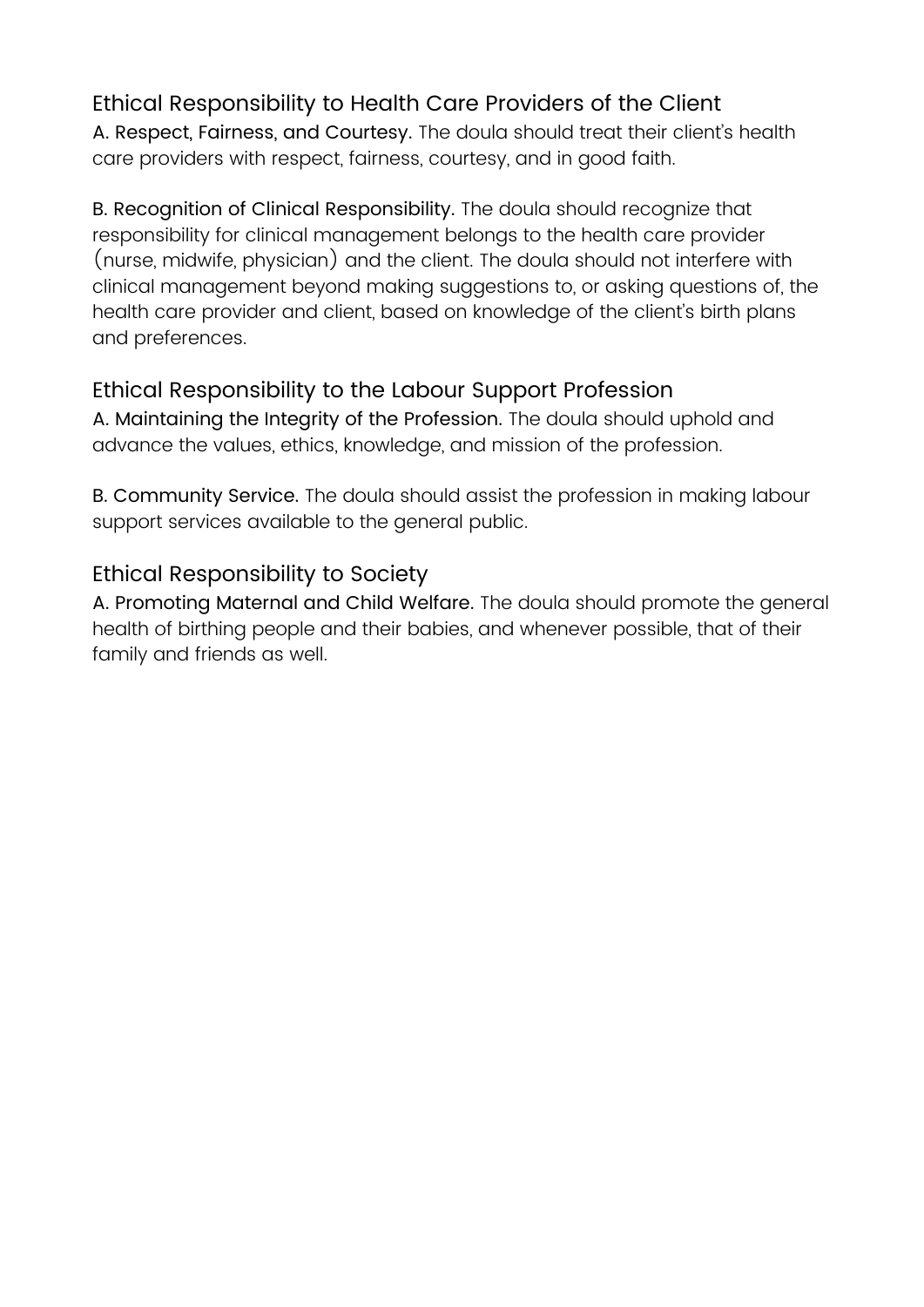## Ethical Responsibility to Health Care Providers of the Client

**A. Respect, Fairness, and Courtesy.** The doula should treat their client's health care providers with respect, fairness, courtesy, and in good faith.

**B. Recognition of Clinical Responsibility.** The doula should recognize that responsibility for clinical management belongs to the health care provider (nurse, midwife, physician) and the client. The doula should not interfere with clinical management beyond making suggestions to, or asking questions of, the health care provider and client, based on knowledge of the client's birth plans and preferences.

## Ethical Responsibility to the Labour Support Profession

**A. Maintaining the Integrity of the Profession.** The doula should uphold and advance the values, ethics, knowledge, and mission of the profession.

**B. Community Service.** The doula should assist the profession in making labour support services available to the general public.

## Ethical Responsibility to Society

**A. Promoting Maternal and Child Welfare.** The doula should promote the general health of birthing people and their babies, and whenever possible, that of their family and friends as well.